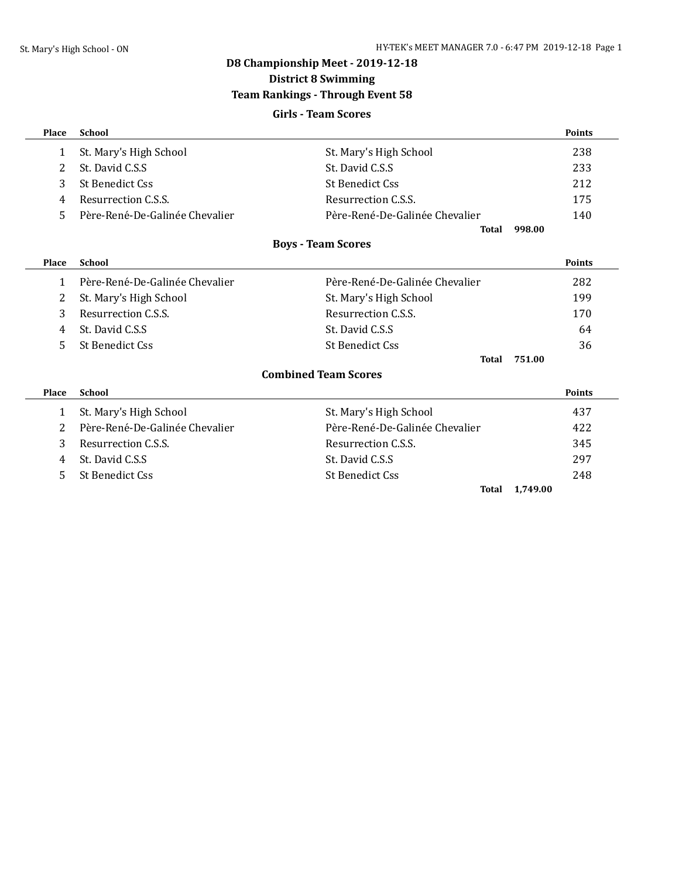# D8 Championship Meet - 2019-12-18

## District 8 Swimming

### Team Rankings - Through Event 58

#### Girls - Team Scores

| Place | School | | Points |
|---|---|---|---|
| 1 | St. Mary's High School | St. Mary's High School | 238 |
| 2 | St. David C.S.S | St. David C.S.S | 233 |
| 3 | St Benedict Css | St Benedict Css | 212 |
| 4 | Resurrection C.S.S. | Resurrection C.S.S. | 175 |
| 5 | Père-René-De-Galinée Chevalier | Père-René-De-Galinée Chevalier | 140 |
| | | **Total** | 998.00 |

#### Boys - Team Scores

| Place | School | | Points |
|---|---|---|---|
| 1 | Père-René-De-Galinée Chevalier | Père-René-De-Galinée Chevalier | 282 |
| 2 | St. Mary's High School | St. Mary's High School | 199 |
| 3 | Resurrection C.S.S. | Resurrection C.S.S. | 170 |
| 4 | St. David C.S.S | St. David C.S.S | 64 |
| 5 | St Benedict Css | St Benedict Css | 36 |
| | | **Total** | 751.00 |

#### Combined Team Scores

| Place | School | | Points |
|---|---|---|---|
| 1 | St. Mary's High School | St. Mary's High School | 437 |
| 2 | Père-René-De-Galinée Chevalier | Père-René-De-Galinée Chevalier | 422 |
| 3 | Resurrection C.S.S. | Resurrection C.S.S. | 345 |
| 4 | St. David C.S.S | St. David C.S.S | 297 |
| 5 | St Benedict Css | St Benedict Css | 248 |
| | | **Total** | 1,749.00 |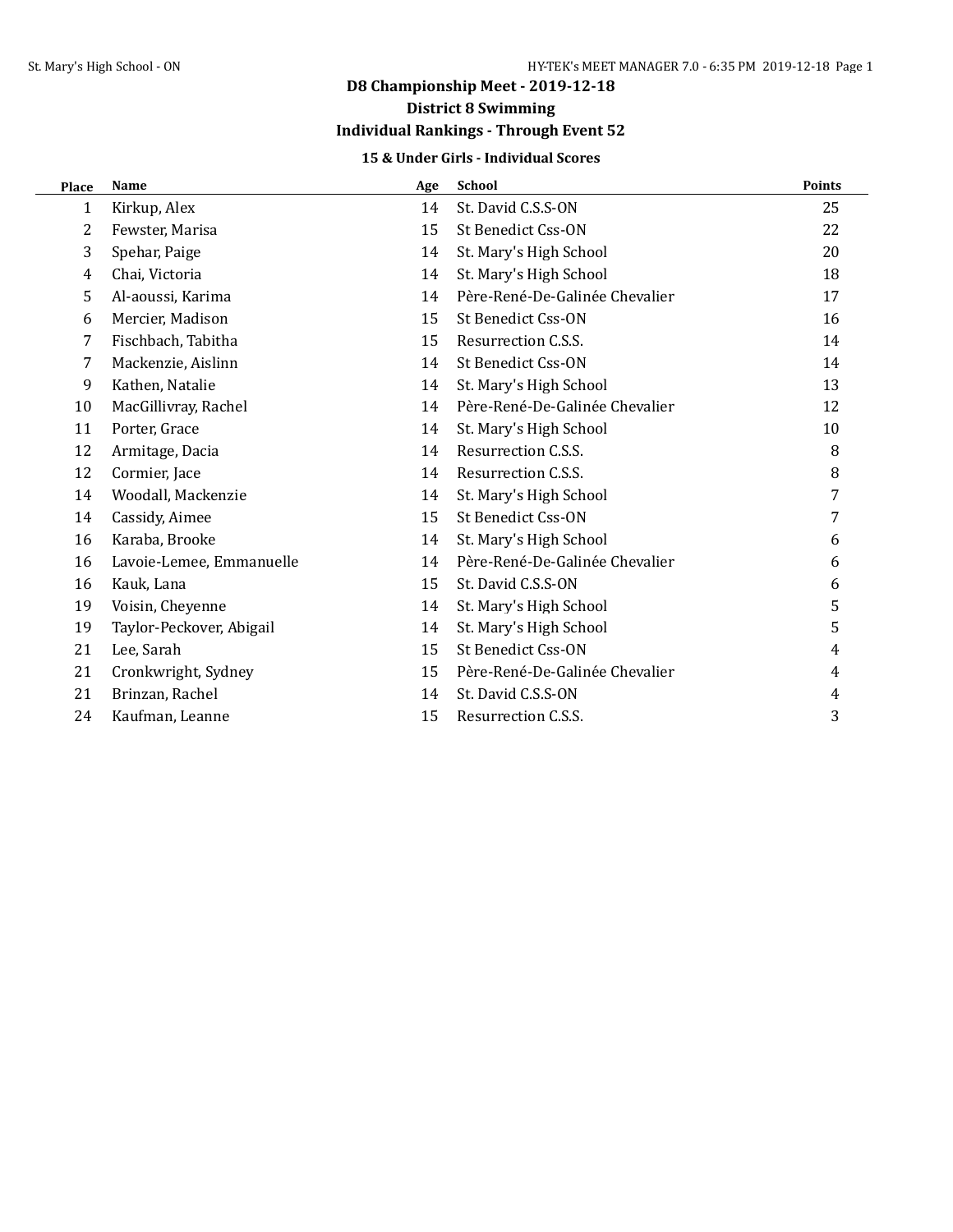# D8 Championship Meet - 2019-12-18

## District 8 Swimming

## Individual Rankings - Through Event 52

### 15 & Under Girls - Individual Scores

| Place | Name | Age | School | Points |
|---|---|---|---|---|
| 1 | Kirkup, Alex | 14 | St. David C.S.S-ON | 25 |
| 2 | Fewster, Marisa | 15 | St Benedict Css-ON | 22 |
| 3 | Spehar, Paige | 14 | St. Mary's High School | 20 |
| 4 | Chai, Victoria | 14 | St. Mary's High School | 18 |
| 5 | Al-aoussi, Karima | 14 | Père-René-De-Galinée Chevalier | 17 |
| 6 | Mercier, Madison | 15 | St Benedict Css-ON | 16 |
| 7 | Fischbach, Tabitha | 15 | Resurrection C.S.S. | 14 |
| 7 | Mackenzie, Aislinn | 14 | St Benedict Css-ON | 14 |
| 9 | Kathen, Natalie | 14 | St. Mary's High School | 13 |
| 10 | MacGillivray, Rachel | 14 | Père-René-De-Galinée Chevalier | 12 |
| 11 | Porter, Grace | 14 | St. Mary's High School | 10 |
| 12 | Armitage, Dacia | 14 | Resurrection C.S.S. | 8 |
| 12 | Cormier, Jace | 14 | Resurrection C.S.S. | 8 |
| 14 | Woodall, Mackenzie | 14 | St. Mary's High School | 7 |
| 14 | Cassidy, Aimee | 15 | St Benedict Css-ON | 7 |
| 16 | Karaba, Brooke | 14 | St. Mary's High School | 6 |
| 16 | Lavoie-Lemee, Emmanuelle | 14 | Père-René-De-Galinée Chevalier | 6 |
| 16 | Kauk, Lana | 15 | St. David C.S.S-ON | 6 |
| 19 | Voisin, Cheyenne | 14 | St. Mary's High School | 5 |
| 19 | Taylor-Peckover, Abigail | 14 | St. Mary's High School | 5 |
| 21 | Lee, Sarah | 15 | St Benedict Css-ON | 4 |
| 21 | Cronkwright, Sydney | 15 | Père-René-De-Galinée Chevalier | 4 |
| 21 | Brinzan, Rachel | 14 | St. David C.S.S-ON | 4 |
| 24 | Kaufman, Leanne | 15 | Resurrection C.S.S. | 3 |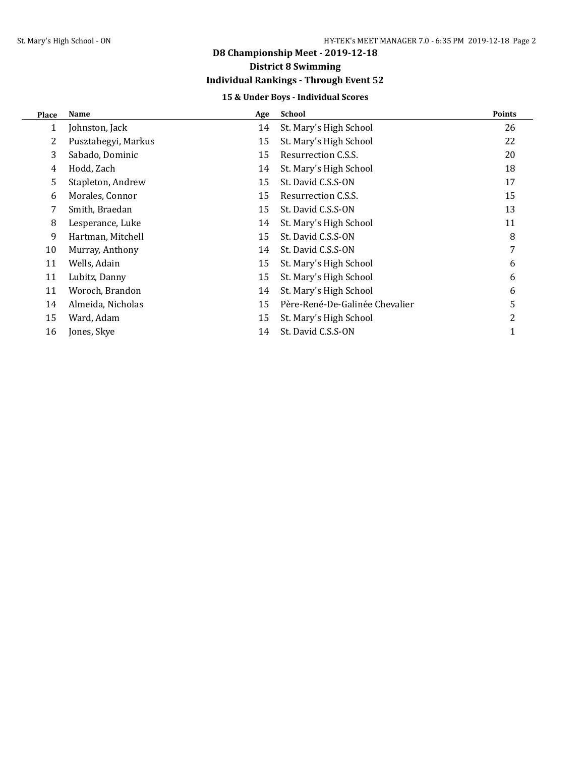# D8 Championship Meet - 2019-12-18

## District 8 Swimming

## Individual Rankings - Through Event 52

### 15 & Under Boys - Individual Scores

| Place | Name | Age | School | Points |
|---|---|---|---|---|
| 1 | Johnston, Jack | 14 | St. Mary's High School | 26 |
| 2 | Pusztahegyi, Markus | 15 | St. Mary's High School | 22 |
| 3 | Sabado, Dominic | 15 | Resurrection C.S.S. | 20 |
| 4 | Hodd, Zach | 14 | St. Mary's High School | 18 |
| 5 | Stapleton, Andrew | 15 | St. David C.S.S-ON | 17 |
| 6 | Morales, Connor | 15 | Resurrection C.S.S. | 15 |
| 7 | Smith, Braedan | 15 | St. David C.S.S-ON | 13 |
| 8 | Lesperance, Luke | 14 | St. Mary's High School | 11 |
| 9 | Hartman, Mitchell | 15 | St. David C.S.S-ON | 8 |
| 10 | Murray, Anthony | 14 | St. David C.S.S-ON | 7 |
| 11 | Wells, Adain | 15 | St. Mary's High School | 6 |
| 11 | Lubitz, Danny | 15 | St. Mary's High School | 6 |
| 11 | Woroch, Brandon | 14 | St. Mary's High School | 6 |
| 14 | Almeida, Nicholas | 15 | Père-René-De-Galinée Chevalier | 5 |
| 15 | Ward, Adam | 15 | St. Mary's High School | 2 |
| 16 | Jones, Skye | 14 | St. David C.S.S-ON | 1 |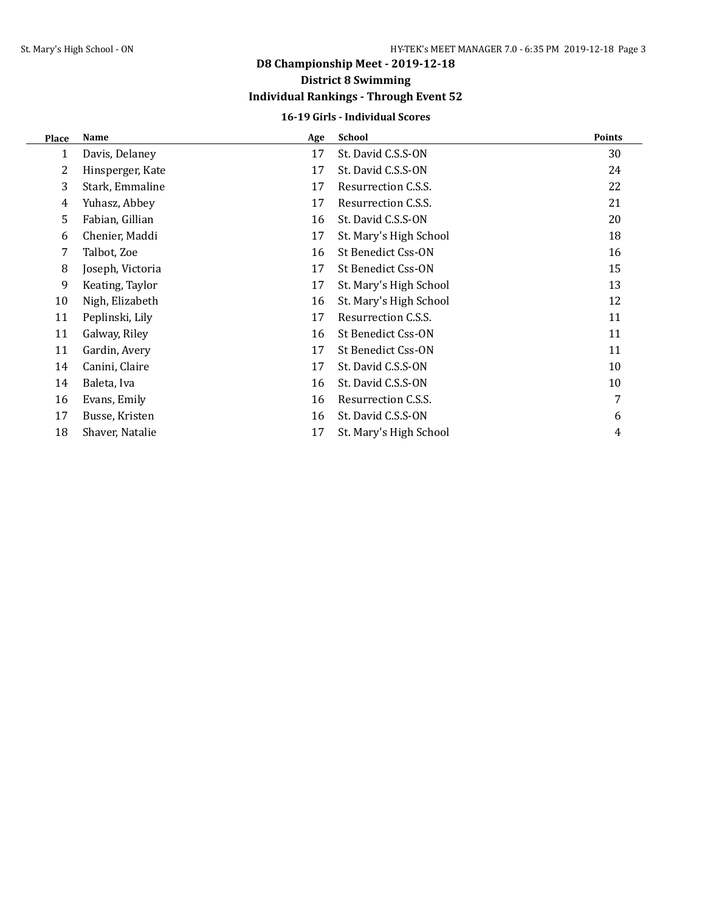# D8 Championship Meet - 2019-12-18

## District 8 Swimming

## Individual Rankings - Through Event 52

### 16-19 Girls - Individual Scores

| Place | Name | Age | School | Points |
|---|---|---|---|---|
| 1 | Davis, Delaney | 17 | St. David C.S.S-ON | 30 |
| 2 | Hinsperger, Kate | 17 | St. David C.S.S-ON | 24 |
| 3 | Stark, Emmaline | 17 | Resurrection C.S.S. | 22 |
| 4 | Yuhasz, Abbey | 17 | Resurrection C.S.S. | 21 |
| 5 | Fabian, Gillian | 16 | St. David C.S.S-ON | 20 |
| 6 | Chenier, Maddi | 17 | St. Mary's High School | 18 |
| 7 | Talbot, Zoe | 16 | St Benedict Css-ON | 16 |
| 8 | Joseph, Victoria | 17 | St Benedict Css-ON | 15 |
| 9 | Keating, Taylor | 17 | St. Mary's High School | 13 |
| 10 | Nigh, Elizabeth | 16 | St. Mary's High School | 12 |
| 11 | Peplinski, Lily | 17 | Resurrection C.S.S. | 11 |
| 11 | Galway, Riley | 16 | St Benedict Css-ON | 11 |
| 11 | Gardin, Avery | 17 | St Benedict Css-ON | 11 |
| 14 | Canini, Claire | 17 | St. David C.S.S-ON | 10 |
| 14 | Baleta, Iva | 16 | St. David C.S.S-ON | 10 |
| 16 | Evans, Emily | 16 | Resurrection C.S.S. | 7 |
| 17 | Busse, Kristen | 16 | St. David C.S.S-ON | 6 |
| 18 | Shaver, Natalie | 17 | St. Mary's High School | 4 |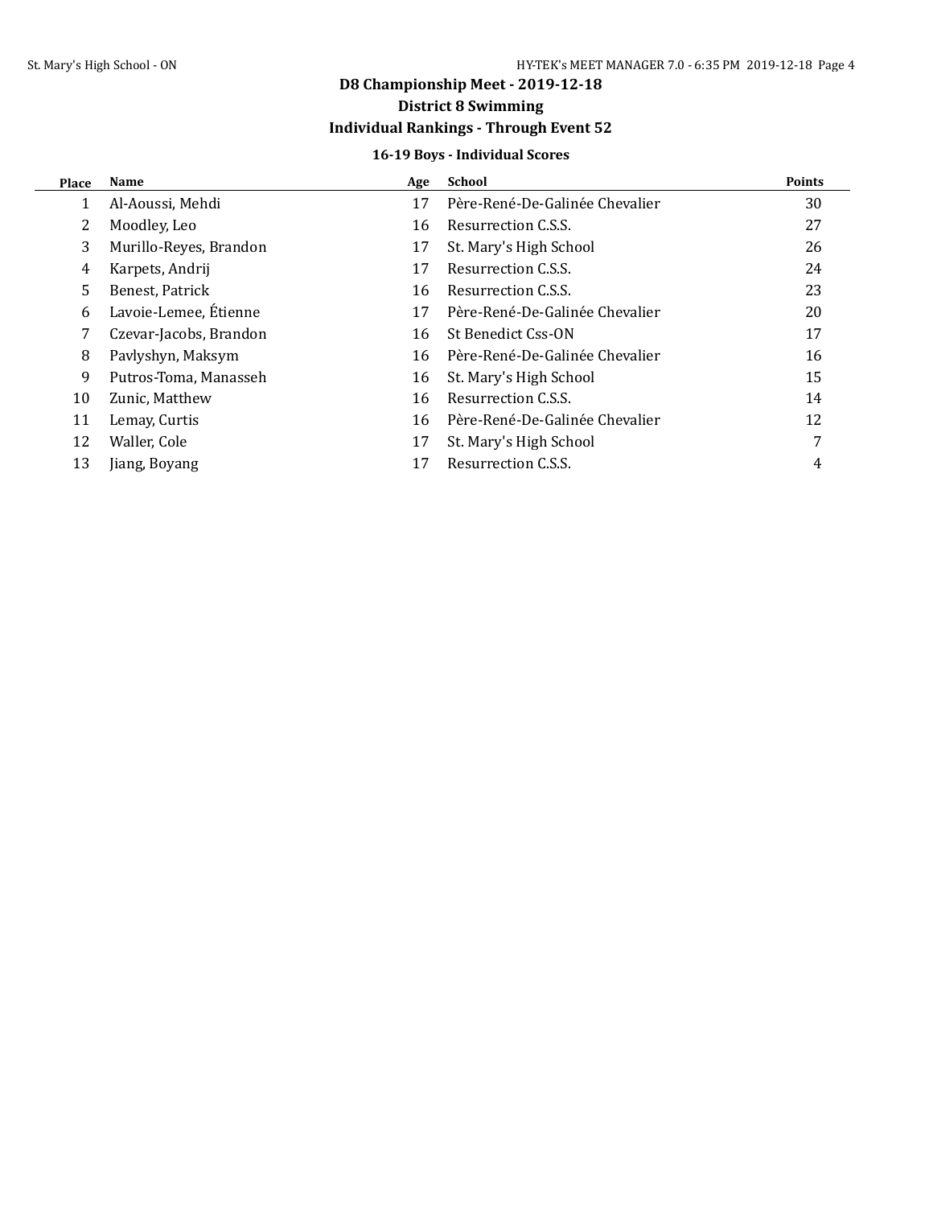# D8 Championship Meet - 2019-12-18

## District 8 Swimming

## Individual Rankings - Through Event 52

### 16-19 Boys - Individual Scores

| Place | Name | Age | School | Points |
|---|---|---|---|---|
| 1 | Al-Aoussi, Mehdi | 17 | Père-René-De-Galinée Chevalier | 30 |
| 2 | Moodley, Leo | 16 | Resurrection C.S.S. | 27 |
| 3 | Murillo-Reyes, Brandon | 17 | St. Mary's High School | 26 |
| 4 | Karpets, Andrij | 17 | Resurrection C.S.S. | 24 |
| 5 | Benest, Patrick | 16 | Resurrection C.S.S. | 23 |
| 6 | Lavoie-Lemee, Étienne | 17 | Père-René-De-Galinée Chevalier | 20 |
| 7 | Czevar-Jacobs, Brandon | 16 | St Benedict Css-ON | 17 |
| 8 | Pavlyshyn, Maksym | 16 | Père-René-De-Galinée Chevalier | 16 |
| 9 | Putros-Toma, Manasseh | 16 | St. Mary's High School | 15 |
| 10 | Zunic, Matthew | 16 | Resurrection C.S.S. | 14 |
| 11 | Lemay, Curtis | 16 | Père-René-De-Galinée Chevalier | 12 |
| 12 | Waller, Cole | 17 | St. Mary's High School | 7 |
| 13 | Jiang, Boyang | 17 | Resurrection C.S.S. | 4 |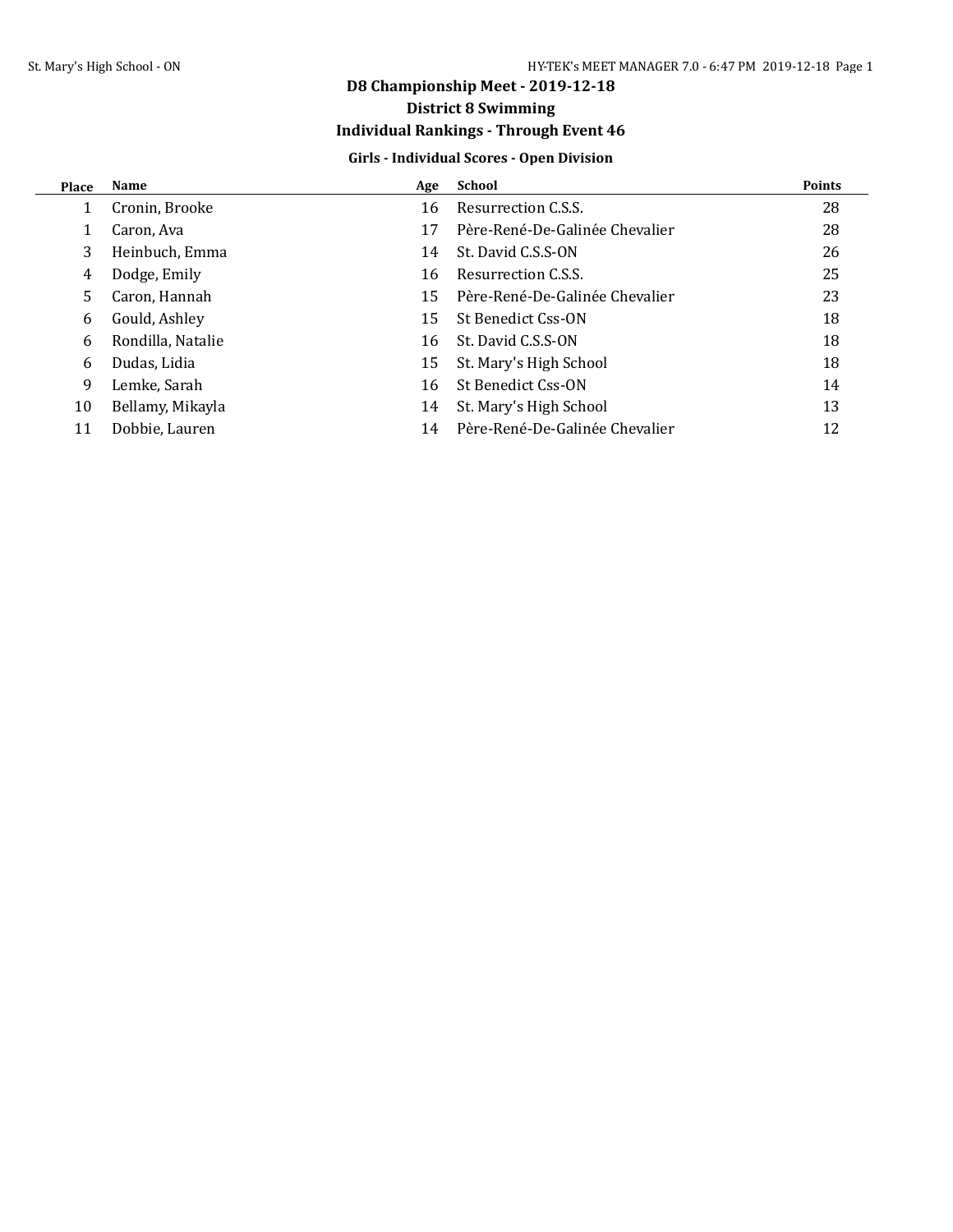# D8 Championship Meet - 2019-12-18

## District 8 Swimming

## Individual Rankings - Through Event 46

### Girls - Individual Scores - Open Division

| Place | Name | Age | School | Points |
|---|---|---|---|---|
| 1 | Cronin, Brooke | 16 | Resurrection C.S.S. | 28 |
| 1 | Caron, Ava | 17 | Père-René-De-Galinée Chevalier | 28 |
| 3 | Heinbuch, Emma | 14 | St. David C.S.S-ON | 26 |
| 4 | Dodge, Emily | 16 | Resurrection C.S.S. | 25 |
| 5 | Caron, Hannah | 15 | Père-René-De-Galinée Chevalier | 23 |
| 6 | Gould, Ashley | 15 | St Benedict Css-ON | 18 |
| 6 | Rondilla, Natalie | 16 | St. David C.S.S-ON | 18 |
| 6 | Dudas, Lidia | 15 | St. Mary's High School | 18 |
| 9 | Lemke, Sarah | 16 | St Benedict Css-ON | 14 |
| 10 | Bellamy, Mikayla | 14 | St. Mary's High School | 13 |
| 11 | Dobbie, Lauren | 14 | Père-René-De-Galinée Chevalier | 12 |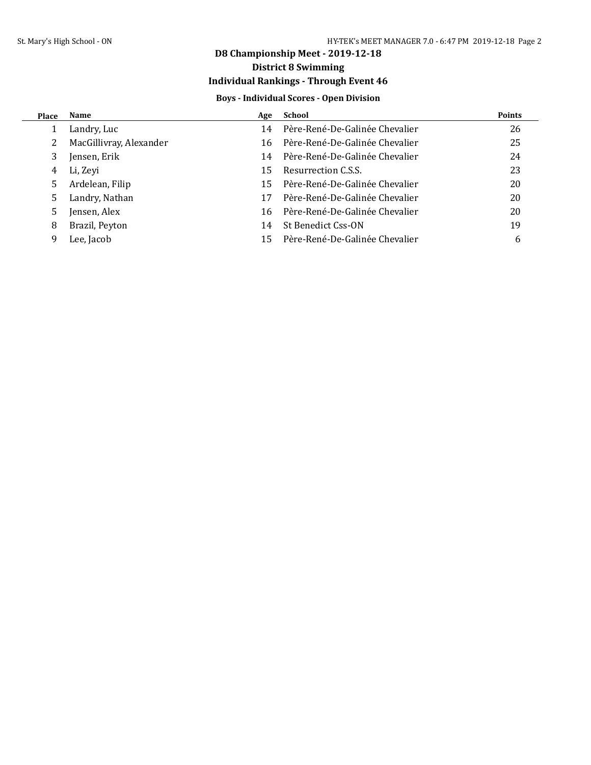# D8 Championship Meet - 2019-12-18

## District 8 Swimming

## Individual Rankings - Through Event 46

### Boys - Individual Scores - Open Division

| Place | Name | Age | School | Points |
|---|---|---|---|---|
| 1 | Landry, Luc | 14 | Père-René-De-Galinée Chevalier | 26 |
| 2 | MacGillivray, Alexander | 16 | Père-René-De-Galinée Chevalier | 25 |
| 3 | Jensen, Erik | 14 | Père-René-De-Galinée Chevalier | 24 |
| 4 | Li, Zeyi | 15 | Resurrection C.S.S. | 23 |
| 5 | Ardelean, Filip | 15 | Père-René-De-Galinée Chevalier | 20 |
| 5 | Landry, Nathan | 17 | Père-René-De-Galinée Chevalier | 20 |
| 5 | Jensen, Alex | 16 | Père-René-De-Galinée Chevalier | 20 |
| 8 | Brazil, Peyton | 14 | St Benedict Css-ON | 19 |
| 9 | Lee, Jacob | 15 | Père-René-De-Galinée Chevalier | 6 |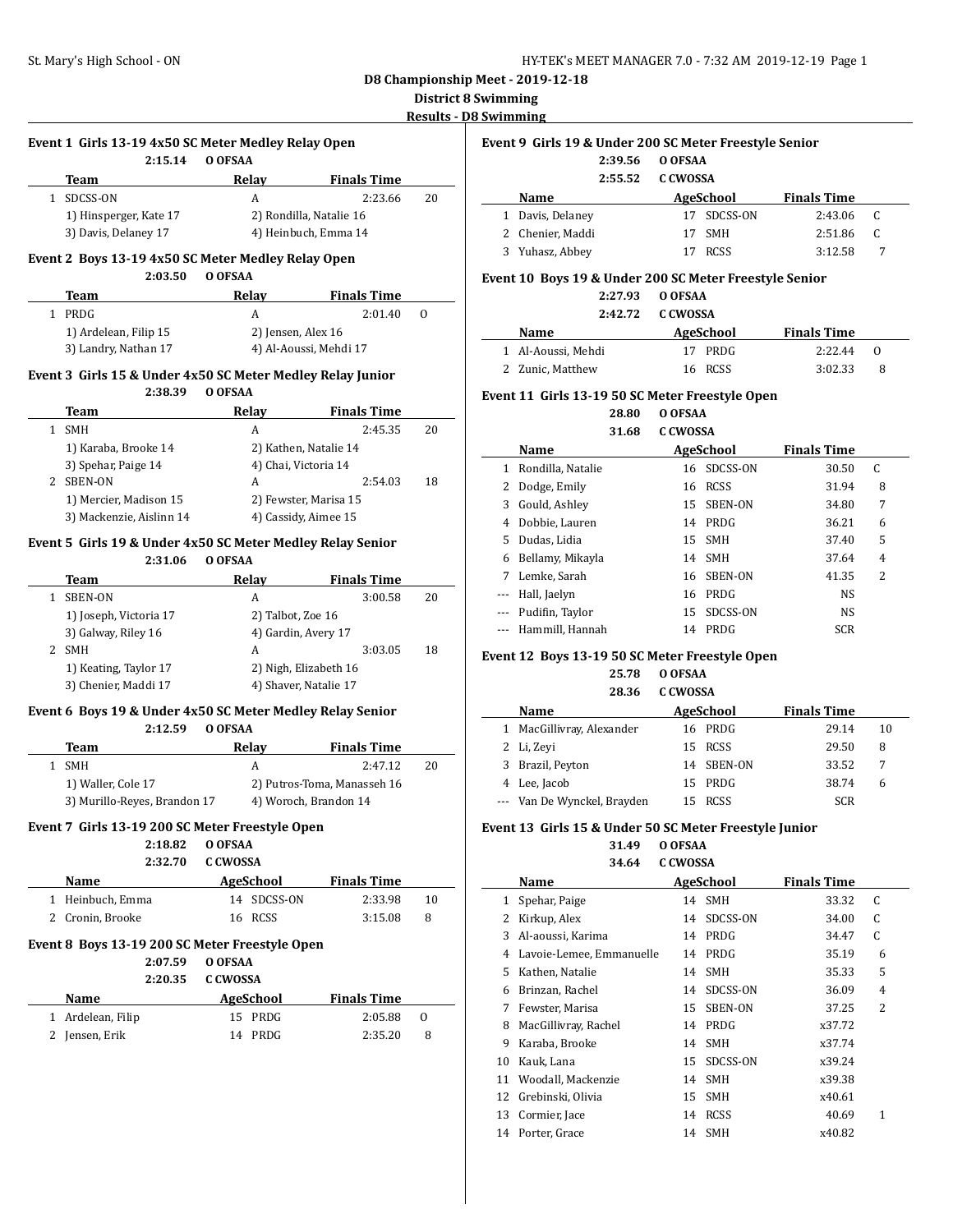# D8 Championship Meet - 2019-12-18

**District 8 Swimming**

**Results - D8 Swimming**

### Event 1 Girls 13-19 4x50 SC Meter Medley Relay Open

2:15.14 O OFSAA

| | Team | Relay | Finals Time | |
|---|---|---|---|---|
| 1 | SDCSS-ON | A | 2:23.66 | 20 |
| | 1) Hinsperger, Kate 17 | 2) Rondilla, Natalie 16 | | |
| | 3) Davis, Delaney 17 | 4) Heinbuch, Emma 14 | | |

### Event 2 Boys 13-19 4x50 SC Meter Medley Relay Open

2:03.50 O OFSAA

| | Team | Relay | Finals Time | |
|---|---|---|---|---|
| 1 | PRDG | A | 2:01.40 | O |
| | 1) Ardelean, Filip 15 | 2) Jensen, Alex 16 | | |
| | 3) Landry, Nathan 17 | 4) Al-Aoussi, Mehdi 17 | | |

### Event 3 Girls 15 & Under 4x50 SC Meter Medley Relay Junior

2:38.39 O OFSAA

| | Team | Relay | Finals Time | |
|---|---|---|---|---|
| 1 | SMH | A | 2:45.35 | 20 |
| | 1) Karaba, Brooke 14 | 2) Kathen, Natalie 14 | | |
| | 3) Spehar, Paige 14 | 4) Chai, Victoria 14 | | |
| 2 | SBEN-ON | A | 2:54.03 | 18 |
| | 1) Mercier, Madison 15 | 2) Fewster, Marisa 15 | | |
| | 3) Mackenzie, Aislinn 14 | 4) Cassidy, Aimee 15 | | |

### Event 5 Girls 19 & Under 4x50 SC Meter Medley Relay Senior

2:31.06 O OFSAA

| | Team | Relay | Finals Time | |
|---|---|---|---|---|
| 1 | SBEN-ON | A | 3:00.58 | 20 |
| | 1) Joseph, Victoria 17 | 2) Talbot, Zoe 16 | | |
| | 3) Galway, Riley 16 | 4) Gardin, Avery 17 | | |
| 2 | SMH | A | 3:03.05 | 18 |
| | 1) Keating, Taylor 17 | 2) Nigh, Elizabeth 16 | | |
| | 3) Chenier, Maddi 17 | 4) Shaver, Natalie 17 | | |

### Event 6 Boys 19 & Under 4x50 SC Meter Medley Relay Senior

2:12.59 O OFSAA

| | Team | Relay | Finals Time | |
|---|---|---|---|---|
| 1 | SMH | A | 2:47.12 | 20 |
| | 1) Waller, Cole 17 | 2) Putros-Toma, Manasseh 16 | | |
| | 3) Murillo-Reyes, Brandon 17 | 4) Woroch, Brandon 14 | | |

### Event 7 Girls 13-19 200 SC Meter Freestyle Open

2:18.82 O OFSAA

2:32.70 C CWOSSA

| | Name | Age | School | Finals Time | |
|---|---|---|---|---|---|
| 1 | Heinbuch, Emma | 14 | SDCSS-ON | 2:33.98 | 10 |
| 2 | Cronin, Brooke | 16 | RCSS | 3:15.08 | 8 |

### Event 8 Boys 13-19 200 SC Meter Freestyle Open

2:07.59 O OFSAA

2:20.35 C CWOSSA

| | Name | Age | School | Finals Time | |
|---|---|---|---|---|---|
| 1 | Ardelean, Filip | 15 | PRDG | 2:05.88 | O |
| 2 | Jensen, Erik | 14 | PRDG | 2:35.20 | 8 |

### Event 9 Girls 19 & Under 200 SC Meter Freestyle Senior

2:39.56 O OFSAA

2:55.52 C CWOSSA

| | Name | Age | School | Finals Time | |
|---|---|---|---|---|---|
| 1 | Davis, Delaney | 17 | SDCSS-ON | 2:43.06 | C |
| 2 | Chenier, Maddi | 17 | SMH | 2:51.86 | C |
| 3 | Yuhasz, Abbey | 17 | RCSS | 3:12.58 | 7 |

### Event 10 Boys 19 & Under 200 SC Meter Freestyle Senior

2:27.93 O OFSAA

2:42.72 C CWOSSA

| | Name | Age | School | Finals Time | |
|---|---|---|---|---|---|
| 1 | Al-Aoussi, Mehdi | 17 | PRDG | 2:22.44 | O |
| 2 | Zunic, Matthew | 16 | RCSS | 3:02.33 | 8 |

### Event 11 Girls 13-19 50 SC Meter Freestyle Open

28.80 O OFSAA

31.68 C CWOSSA

| | Name | Age | School | Finals Time | |
|---|---|---|---|---|---|
| 1 | Rondilla, Natalie | 16 | SDCSS-ON | 30.50 | C |
| 2 | Dodge, Emily | 16 | RCSS | 31.94 | 8 |
| 3 | Gould, Ashley | 15 | SBEN-ON | 34.80 | 7 |
| 4 | Dobbie, Lauren | 14 | PRDG | 36.21 | 6 |
| 5 | Dudas, Lidia | 15 | SMH | 37.40 | 5 |
| 6 | Bellamy, Mikayla | 14 | SMH | 37.64 | 4 |
| 7 | Lemke, Sarah | 16 | SBEN-ON | 41.35 | 2 |
| --- | Hall, Jaelyn | 16 | PRDG | NS | |
| --- | Pudifin, Taylor | 15 | SDCSS-ON | NS | |
| --- | Hammill, Hannah | 14 | PRDG | SCR | |

### Event 12 Boys 13-19 50 SC Meter Freestyle Open

25.78 O OFSAA

28.36 C CWOSSA

| | Name | Age | School | Finals Time | |
|---|---|---|---|---|---|
| 1 | MacGillivray, Alexander | 16 | PRDG | 29.14 | 10 |
| 2 | Li, Zeyi | 15 | RCSS | 29.50 | 8 |
| 3 | Brazil, Peyton | 14 | SBEN-ON | 33.52 | 7 |
| 4 | Lee, Jacob | 15 | PRDG | 38.74 | 6 |
| --- | Van De Wynckel, Brayden | 15 | RCSS | SCR | |

### Event 13 Girls 15 & Under 50 SC Meter Freestyle Junior

31.49 O OFSAA

34.64 C CWOSSA

| | Name | Age | School | Finals Time | |
|---|---|---|---|---|---|
| 1 | Spehar, Paige | 14 | SMH | 33.32 | C |
| 2 | Kirkup, Alex | 14 | SDCSS-ON | 34.00 | C |
| 3 | Al-aoussi, Karima | 14 | PRDG | 34.47 | C |
| 4 | Lavoie-Lemee, Emmanuelle | 14 | PRDG | 35.19 | 6 |
| 5 | Kathen, Natalie | 14 | SMH | 35.33 | 5 |
| 6 | Brinzan, Rachel | 14 | SDCSS-ON | 36.09 | 4 |
| 7 | Fewster, Marisa | 15 | SBEN-ON | 37.25 | 2 |
| 8 | MacGillivray, Rachel | 14 | PRDG | x37.72 | |
| 9 | Karaba, Brooke | 14 | SMH | x37.74 | |
| 10 | Kauk, Lana | 15 | SDCSS-ON | x39.24 | |
| 11 | Woodall, Mackenzie | 14 | SMH | x39.38 | |
| 12 | Grebinski, Olivia | 15 | SMH | x40.61 | |
| 13 | Cormier, Jace | 14 | RCSS | 40.69 | 1 |
| 14 | Porter, Grace | 14 | SMH | x40.82 | |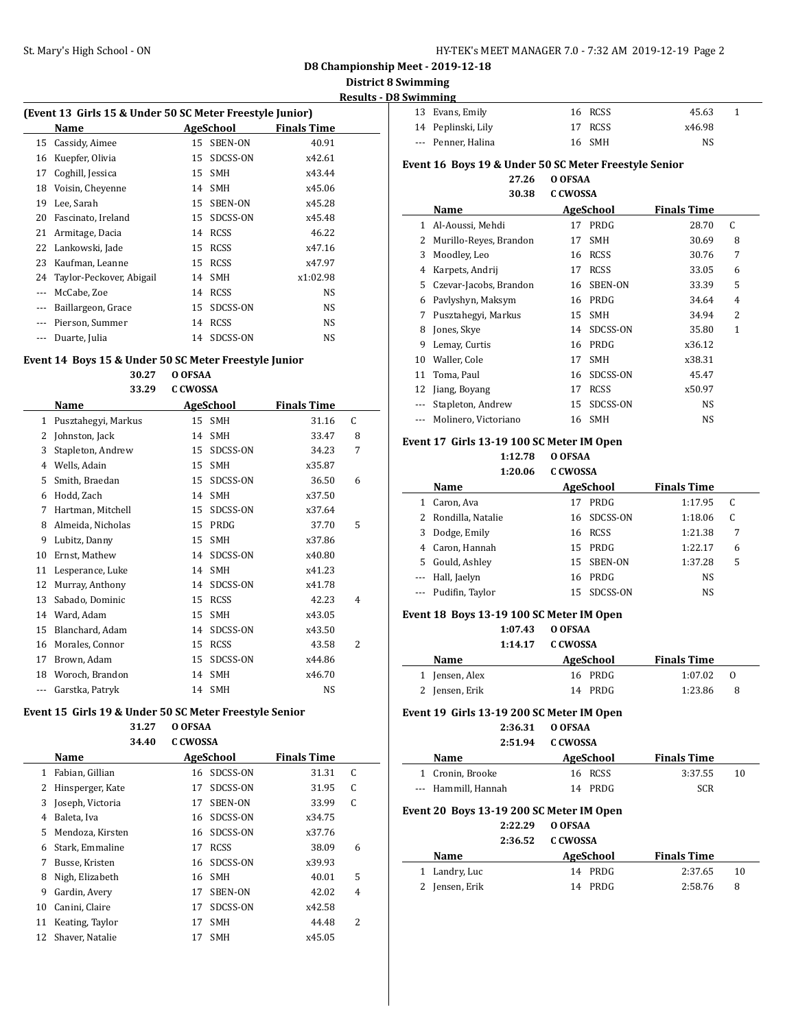## D8 Championship Meet - 2019-12-18

### District 8 Swimming

### Results - D8 Swimming

#### (Event 13 Girls 15 & Under 50 SC Meter Freestyle Junior)

| | Name | Age | School | Finals Time | |
|---|---|---|---|---|---|
| 15 | Cassidy, Aimee | 15 | SBEN-ON | 40.91 | |
| 16 | Kuepfer, Olivia | 15 | SDCSS-ON | x42.61 | |
| 17 | Coghill, Jessica | 15 | SMH | x43.44 | |
| 18 | Voisin, Cheyenne | 14 | SMH | x45.06 | |
| 19 | Lee, Sarah | 15 | SBEN-ON | x45.28 | |
| 20 | Fascinato, Ireland | 15 | SDCSS-ON | x45.48 | |
| 21 | Armitage, Dacia | 14 | RCSS | 46.22 | |
| 22 | Lankowski, Jade | 15 | RCSS | x47.16 | |
| 23 | Kaufman, Leanne | 15 | RCSS | x47.97 | |
| 24 | Taylor-Peckover, Abigail | 14 | SMH | x1:02.98 | |
| --- | McCabe, Zoe | 14 | RCSS | NS | |
| --- | Baillargeon, Grace | 15 | SDCSS-ON | NS | |
| --- | Pierson, Summer | 14 | RCSS | NS | |
| --- | Duarte, Julia | 14 | SDCSS-ON | NS | |

#### Event 14 Boys 15 & Under 50 SC Meter Freestyle Junior

30.27 O OFSAA
33.29 C CWOSSA

| | Name | Age | School | Finals Time | |
|---|---|---|---|---|---|
| 1 | Pusztahegyi, Markus | 15 | SMH | 31.16 | C |
| 2 | Johnston, Jack | 14 | SMH | 33.47 | 8 |
| 3 | Stapleton, Andrew | 15 | SDCSS-ON | 34.23 | 7 |
| 4 | Wells, Adain | 15 | SMH | x35.87 | |
| 5 | Smith, Braedan | 15 | SDCSS-ON | 36.50 | 6 |
| 6 | Hodd, Zach | 14 | SMH | x37.50 | |
| 7 | Hartman, Mitchell | 15 | SDCSS-ON | x37.64 | |
| 8 | Almeida, Nicholas | 15 | PRDG | 37.70 | 5 |
| 9 | Lubitz, Danny | 15 | SMH | x37.86 | |
| 10 | Ernst, Mathew | 14 | SDCSS-ON | x40.80 | |
| 11 | Lesperance, Luke | 14 | SMH | x41.23 | |
| 12 | Murray, Anthony | 14 | SDCSS-ON | x41.78 | |
| 13 | Sabado, Dominic | 15 | RCSS | 42.23 | 4 |
| 14 | Ward, Adam | 15 | SMH | x43.05 | |
| 15 | Blanchard, Adam | 14 | SDCSS-ON | x43.50 | |
| 16 | Morales, Connor | 15 | RCSS | 43.58 | 2 |
| 17 | Brown, Adam | 15 | SDCSS-ON | x44.86 | |
| 18 | Woroch, Brandon | 14 | SMH | x46.70 | |
| --- | Garstka, Patryk | 14 | SMH | NS | |

#### Event 15 Girls 19 & Under 50 SC Meter Freestyle Senior

31.27 O OFSAA
34.40 C CWOSSA

| | Name | Age | School | Finals Time | |
|---|---|---|---|---|---|
| 1 | Fabian, Gillian | 16 | SDCSS-ON | 31.31 | C |
| 2 | Hinsperger, Kate | 17 | SDCSS-ON | 31.95 | C |
| 3 | Joseph, Victoria | 17 | SBEN-ON | 33.99 | C |
| 4 | Baleta, Iva | 16 | SDCSS-ON | x34.75 | |
| 5 | Mendoza, Kirsten | 16 | SDCSS-ON | x37.76 | |
| 6 | Stark, Emmaline | 17 | RCSS | 38.09 | 6 |
| 7 | Busse, Kristen | 16 | SDCSS-ON | x39.93 | |
| 8 | Nigh, Elizabeth | 16 | SMH | 40.01 | 5 |
| 9 | Gardin, Avery | 17 | SBEN-ON | 42.02 | 4 |
| 10 | Canini, Claire | 17 | SDCSS-ON | x42.58 | |
| 11 | Keating, Taylor | 17 | SMH | 44.48 | 2 |
| 12 | Shaver, Natalie | 17 | SMH | x45.05 | |
| 13 | Evans, Emily | 16 | RCSS | 45.63 | 1 |
| 14 | Peplinski, Lily | 17 | RCSS | x46.98 | |
| --- | Penner, Halina | 16 | SMH | NS | |

#### Event 16 Boys 19 & Under 50 SC Meter Freestyle Senior

27.26 O OFSAA
30.38 C CWOSSA

| | Name | Age | School | Finals Time | |
|---|---|---|---|---|---|
| 1 | Al-Aoussi, Mehdi | 17 | PRDG | 28.70 | C |
| 2 | Murillo-Reyes, Brandon | 17 | SMH | 30.69 | 8 |
| 3 | Moodley, Leo | 16 | RCSS | 30.76 | 7 |
| 4 | Karpets, Andrij | 17 | RCSS | 33.05 | 6 |
| 5 | Czevar-Jacobs, Brandon | 16 | SBEN-ON | 33.39 | 5 |
| 6 | Pavlyshyn, Maksym | 16 | PRDG | 34.64 | 4 |
| 7 | Pusztahegyi, Markus | 15 | SMH | 34.94 | 2 |
| 8 | Jones, Skye | 14 | SDCSS-ON | 35.80 | 1 |
| 9 | Lemay, Curtis | 16 | PRDG | x36.12 | |
| 10 | Waller, Cole | 17 | SMH | x38.31 | |
| 11 | Toma, Paul | 16 | SDCSS-ON | 45.47 | |
| 12 | Jiang, Boyang | 17 | RCSS | x50.97 | |
| --- | Stapleton, Andrew | 15 | SDCSS-ON | NS | |
| --- | Molinero, Victoriano | 16 | SMH | NS | |

#### Event 17 Girls 13-19 100 SC Meter IM Open

1:12.78 O OFSAA
1:20.06 C CWOSSA

| | Name | Age | School | Finals Time | |
|---|---|---|---|---|---|
| 1 | Caron, Ava | 17 | PRDG | 1:17.95 | C |
| 2 | Rondilla, Natalie | 16 | SDCSS-ON | 1:18.06 | C |
| 3 | Dodge, Emily | 16 | RCSS | 1:21.38 | 7 |
| 4 | Caron, Hannah | 15 | PRDG | 1:22.17 | 6 |
| 5 | Gould, Ashley | 15 | SBEN-ON | 1:37.28 | 5 |
| --- | Hall, Jaelyn | 16 | PRDG | NS | |
| --- | Pudifin, Taylor | 15 | SDCSS-ON | NS | |

#### Event 18 Boys 13-19 100 SC Meter IM Open

1:07.43 O OFSAA
1:14.17 C CWOSSA

| | Name | Age | School | Finals Time | |
|---|---|---|---|---|---|
| 1 | Jensen, Alex | 16 | PRDG | 1:07.02 | O |
| 2 | Jensen, Erik | 14 | PRDG | 1:23.86 | 8 |

#### Event 19 Girls 13-19 200 SC Meter IM Open

2:36.31 O OFSAA
2:51.94 C CWOSSA

| | Name | Age | School | Finals Time | |
|---|---|---|---|---|---|
| 1 | Cronin, Brooke | 16 | RCSS | 3:37.55 | 10 |
| --- | Hammill, Hannah | 14 | PRDG | SCR | |

#### Event 20 Boys 13-19 200 SC Meter IM Open

2:22.29 O OFSAA
2:36.52 C CWOSSA

| | Name | Age | School | Finals Time | |
|---|---|---|---|---|---|
| 1 | Landry, Luc | 14 | PRDG | 2:37.65 | 10 |
| 2 | Jensen, Erik | 14 | PRDG | 2:58.76 | 8 |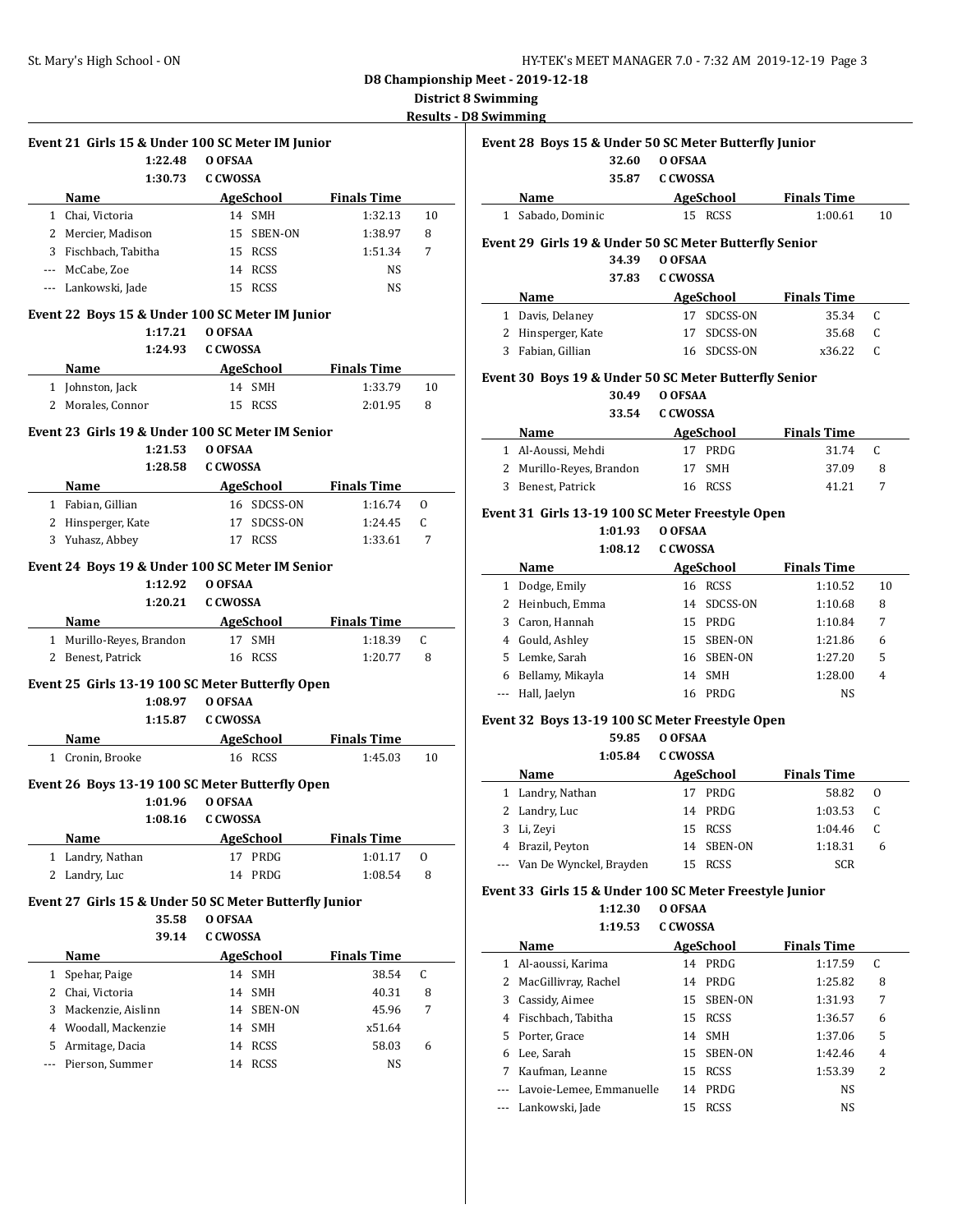**D8 Championship Meet - 2019-12-18**

**District 8 Swimming**

**Results - D8 Swimming**

### Event 21 Girls 15 & Under 100 SC Meter IM Junior

1:22.48 O OFSAA
1:30.73 C CWOSSA

| | Name | Age | School | Finals Time | |
|---|---|---|---|---|---|
| 1 | Chai, Victoria | 14 | SMH | 1:32.13 | 10 |
| 2 | Mercier, Madison | 15 | SBEN-ON | 1:38.97 | 8 |
| 3 | Fischbach, Tabitha | 15 | RCSS | 1:51.34 | 7 |
| --- | McCabe, Zoe | 14 | RCSS | NS | |
| --- | Lankowski, Jade | 15 | RCSS | NS | |

### Event 22 Boys 15 & Under 100 SC Meter IM Junior

1:17.21 O OFSAA
1:24.93 C CWOSSA

| | Name | Age | School | Finals Time | |
|---|---|---|---|---|---|
| 1 | Johnston, Jack | 14 | SMH | 1:33.79 | 10 |
| 2 | Morales, Connor | 15 | RCSS | 2:01.95 | 8 |

### Event 23 Girls 19 & Under 100 SC Meter IM Senior

1:21.53 O OFSAA
1:28.58 C CWOSSA

| | Name | Age | School | Finals Time | |
|---|---|---|---|---|---|
| 1 | Fabian, Gillian | 16 | SDCSS-ON | 1:16.74 | O |
| 2 | Hinsperger, Kate | 17 | SDCSS-ON | 1:24.45 | C |
| 3 | Yuhasz, Abbey | 17 | RCSS | 1:33.61 | 7 |

### Event 24 Boys 19 & Under 100 SC Meter IM Senior

1:12.92 O OFSAA
1:20.21 C CWOSSA

| | Name | Age | School | Finals Time | |
|---|---|---|---|---|---|
| 1 | Murillo-Reyes, Brandon | 17 | SMH | 1:18.39 | C |
| 2 | Benest, Patrick | 16 | RCSS | 1:20.77 | 8 |

### Event 25 Girls 13-19 100 SC Meter Butterfly Open

1:08.97 O OFSAA
1:15.87 C CWOSSA

| | Name | Age | School | Finals Time | |
|---|---|---|---|---|---|
| 1 | Cronin, Brooke | 16 | RCSS | 1:45.03 | 10 |

### Event 26 Boys 13-19 100 SC Meter Butterfly Open

1:01.96 O OFSAA
1:08.16 C CWOSSA

| | Name | Age | School | Finals Time | |
|---|---|---|---|---|---|
| 1 | Landry, Nathan | 17 | PRDG | 1:01.17 | O |
| 2 | Landry, Luc | 14 | PRDG | 1:08.54 | 8 |

### Event 27 Girls 15 & Under 50 SC Meter Butterfly Junior

35.58 O OFSAA
39.14 C CWOSSA

| | Name | Age | School | Finals Time | |
|---|---|---|---|---|---|
| 1 | Spehar, Paige | 14 | SMH | 38.54 | C |
| 2 | Chai, Victoria | 14 | SMH | 40.31 | 8 |
| 3 | Mackenzie, Aislinn | 14 | SBEN-ON | 45.96 | 7 |
| 4 | Woodall, Mackenzie | 14 | SMH | x51.64 | |
| 5 | Armitage, Dacia | 14 | RCSS | 58.03 | 6 |
| --- | Pierson, Summer | 14 | RCSS | NS | |

### Event 28 Boys 15 & Under 50 SC Meter Butterfly Junior

32.60 O OFSAA
35.87 C CWOSSA

| | Name | Age | School | Finals Time | |
|---|---|---|---|---|---|
| 1 | Sabado, Dominic | 15 | RCSS | 1:00.61 | 10 |

### Event 29 Girls 19 & Under 50 SC Meter Butterfly Senior

34.39 O OFSAA
37.83 C CWOSSA

| | Name | Age | School | Finals Time | |
|---|---|---|---|---|---|
| 1 | Davis, Delaney | 17 | SDCSS-ON | 35.34 | C |
| 2 | Hinsperger, Kate | 17 | SDCSS-ON | 35.68 | C |
| 3 | Fabian, Gillian | 16 | SDCSS-ON | x36.22 | C |

### Event 30 Boys 19 & Under 50 SC Meter Butterfly Senior

30.49 O OFSAA
33.54 C CWOSSA

| | Name | Age | School | Finals Time | |
|---|---|---|---|---|---|
| 1 | Al-Aoussi, Mehdi | 17 | PRDG | 31.74 | C |
| 2 | Murillo-Reyes, Brandon | 17 | SMH | 37.09 | 8 |
| 3 | Benest, Patrick | 16 | RCSS | 41.21 | 7 |

### Event 31 Girls 13-19 100 SC Meter Freestyle Open

1:01.93 O OFSAA
1:08.12 C CWOSSA

| | Name | Age | School | Finals Time | |
|---|---|---|---|---|---|
| 1 | Dodge, Emily | 16 | RCSS | 1:10.52 | 10 |
| 2 | Heinbuch, Emma | 14 | SDCSS-ON | 1:10.68 | 8 |
| 3 | Caron, Hannah | 15 | PRDG | 1:10.84 | 7 |
| 4 | Gould, Ashley | 15 | SBEN-ON | 1:21.86 | 6 |
| 5 | Lemke, Sarah | 16 | SBEN-ON | 1:27.20 | 5 |
| 6 | Bellamy, Mikayla | 14 | SMH | 1:28.00 | 4 |
| --- | Hall, Jaelyn | 16 | PRDG | NS | |

### Event 32 Boys 13-19 100 SC Meter Freestyle Open

59.85 O OFSAA
1:05.84 C CWOSSA

| | Name | Age | School | Finals Time | |
|---|---|---|---|---|---|
| 1 | Landry, Nathan | 17 | PRDG | 58.82 | O |
| 2 | Landry, Luc | 14 | PRDG | 1:03.53 | C |
| 3 | Li, Zeyi | 15 | RCSS | 1:04.46 | C |
| 4 | Brazil, Peyton | 14 | SBEN-ON | 1:18.31 | 6 |
| --- | Van De Wynckel, Brayden | 15 | RCSS | SCR | |

### Event 33 Girls 15 & Under 100 SC Meter Freestyle Junior

1:12.30 O OFSAA
1:19.53 C CWOSSA

| | Name | Age | School | Finals Time | |
|---|---|---|---|---|---|
| 1 | Al-aoussi, Karima | 14 | PRDG | 1:17.59 | C |
| 2 | MacGillivray, Rachel | 14 | PRDG | 1:25.82 | 8 |
| 3 | Cassidy, Aimee | 15 | SBEN-ON | 1:31.93 | 7 |
| 4 | Fischbach, Tabitha | 15 | RCSS | 1:36.57 | 6 |
| 5 | Porter, Grace | 14 | SMH | 1:37.06 | 5 |
| 6 | Lee, Sarah | 15 | SBEN-ON | 1:42.46 | 4 |
| 7 | Kaufman, Leanne | 15 | RCSS | 1:53.39 | 2 |
| --- | Lavoie-Lemee, Emmanuelle | 14 | PRDG | NS | |
| --- | Lankowski, Jade | 15 | RCSS | NS | |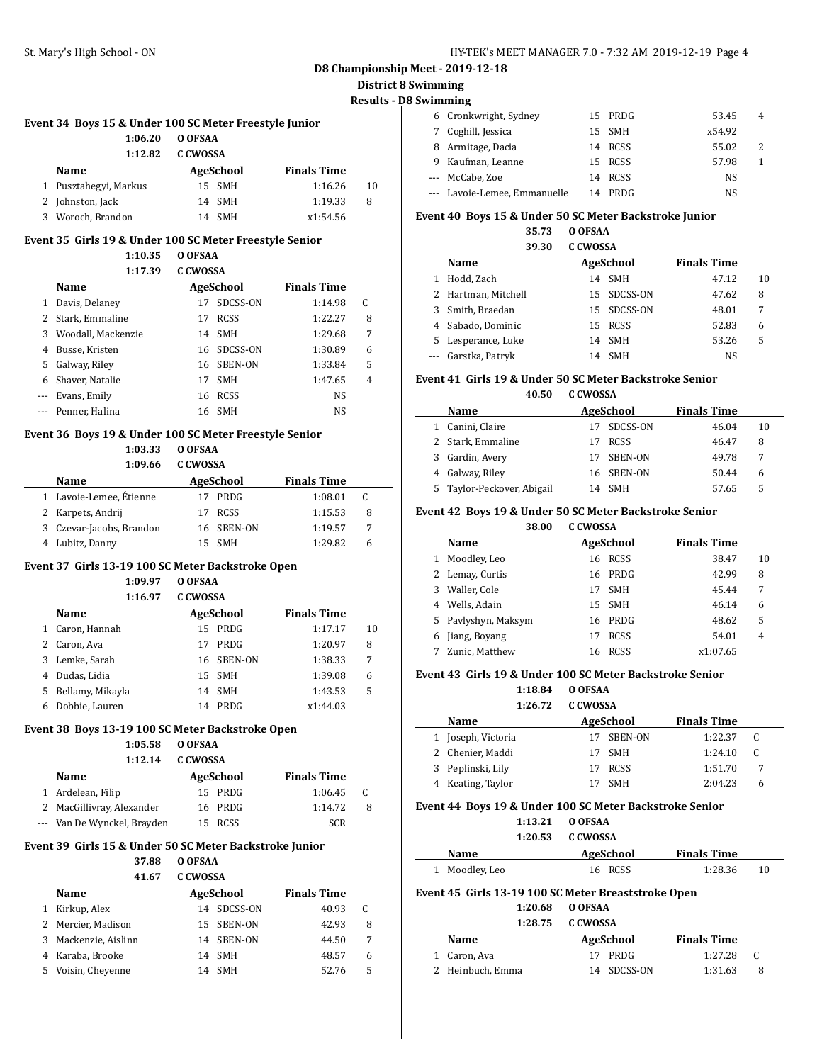### D8 Championship Meet - 2019-12-18

**District 8 Swimming**

**Results - D8 Swimming**

#### Event 34 Boys 15 & Under 100 SC Meter Freestyle Junior

1:06.20 O OFSAA
1:12.82 C CWOSSA

| | Name | Age | School | Finals Time | |
|---|---|---|---|---|---|
| 1 | Pusztahegyi, Markus | 15 | SMH | 1:16.26 | 10 |
| 2 | Johnston, Jack | 14 | SMH | 1:19.33 | 8 |
| 3 | Woroch, Brandon | 14 | SMH | x1:54.56 | |

#### Event 35 Girls 19 & Under 100 SC Meter Freestyle Senior

1:10.35 O OFSAA
1:17.39 C CWOSSA

| | Name | Age | School | Finals Time | |
|---|---|---|---|---|---|
| 1 | Davis, Delaney | 17 | SDCSS-ON | 1:14.98 | C |
| 2 | Stark, Emmaline | 17 | RCSS | 1:22.27 | 8 |
| 3 | Woodall, Mackenzie | 14 | SMH | 1:29.68 | 7 |
| 4 | Busse, Kristen | 16 | SDCSS-ON | 1:30.89 | 6 |
| 5 | Galway, Riley | 16 | SBEN-ON | 1:33.84 | 5 |
| 6 | Shaver, Natalie | 17 | SMH | 1:47.65 | 4 |
| --- | Evans, Emily | 16 | RCSS | NS | |
| --- | Penner, Halina | 16 | SMH | NS | |

#### Event 36 Boys 19 & Under 100 SC Meter Freestyle Senior

1:03.33 O OFSAA
1:09.66 C CWOSSA

| | Name | Age | School | Finals Time | |
|---|---|---|---|---|---|
| 1 | Lavoie-Lemee, Étienne | 17 | PRDG | 1:08.01 | C |
| 2 | Karpets, Andrij | 17 | RCSS | 1:15.53 | 8 |
| 3 | Czevar-Jacobs, Brandon | 16 | SBEN-ON | 1:19.57 | 7 |
| 4 | Lubitz, Danny | 15 | SMH | 1:29.82 | 6 |

#### Event 37 Girls 13-19 100 SC Meter Backstroke Open

1:09.97 O OFSAA
1:16.97 C CWOSSA

| | Name | Age | School | Finals Time | |
|---|---|---|---|---|---|
| 1 | Caron, Hannah | 15 | PRDG | 1:17.17 | 10 |
| 2 | Caron, Ava | 17 | PRDG | 1:20.97 | 8 |
| 3 | Lemke, Sarah | 16 | SBEN-ON | 1:38.33 | 7 |
| 4 | Dudas, Lidia | 15 | SMH | 1:39.08 | 6 |
| 5 | Bellamy, Mikayla | 14 | SMH | 1:43.53 | 5 |
| 6 | Dobbie, Lauren | 14 | PRDG | x1:44.03 | |

#### Event 38 Boys 13-19 100 SC Meter Backstroke Open

1:05.58 O OFSAA
1:12.14 C CWOSSA

| | Name | Age | School | Finals Time | |
|---|---|---|---|---|---|
| 1 | Ardelean, Filip | 15 | PRDG | 1:06.45 | C |
| 2 | MacGillivray, Alexander | 16 | PRDG | 1:14.72 | 8 |
| --- | Van De Wynckel, Brayden | 15 | RCSS | SCR | |

#### Event 39 Girls 15 & Under 50 SC Meter Backstroke Junior

37.88 O OFSAA
41.67 C CWOSSA

| | Name | Age | School | Finals Time | |
|---|---|---|---|---|---|
| 1 | Kirkup, Alex | 14 | SDCSS-ON | 40.93 | C |
| 2 | Mercier, Madison | 15 | SBEN-ON | 42.93 | 8 |
| 3 | Mackenzie, Aislinn | 14 | SBEN-ON | 44.50 | 7 |
| 4 | Karaba, Brooke | 14 | SMH | 48.57 | 6 |
| 5 | Voisin, Cheyenne | 14 | SMH | 52.76 | 5 |
| 6 | Cronkwright, Sydney | 15 | PRDG | 53.45 | 4 |
| 7 | Coghill, Jessica | 15 | SMH | x54.92 | |
| 8 | Armitage, Dacia | 14 | RCSS | 55.02 | 2 |
| 9 | Kaufman, Leanne | 15 | RCSS | 57.98 | 1 |
| --- | McCabe, Zoe | 14 | RCSS | NS | |
| --- | Lavoie-Lemee, Emmanuelle | 14 | PRDG | NS | |

#### Event 40 Boys 15 & Under 50 SC Meter Backstroke Junior

35.73 O OFSAA
39.30 C CWOSSA

| | Name | Age | School | Finals Time | |
|---|---|---|---|---|---|
| 1 | Hodd, Zach | 14 | SMH | 47.12 | 10 |
| 2 | Hartman, Mitchell | 15 | SDCSS-ON | 47.62 | 8 |
| 3 | Smith, Braedan | 15 | SDCSS-ON | 48.01 | 7 |
| 4 | Sabado, Dominic | 15 | RCSS | 52.83 | 6 |
| 5 | Lesperance, Luke | 14 | SMH | 53.26 | 5 |
| --- | Garstka, Patryk | 14 | SMH | NS | |

#### Event 41 Girls 19 & Under 50 SC Meter Backstroke Senior

40.50 C CWOSSA

| | Name | Age | School | Finals Time | |
|---|---|---|---|---|---|
| 1 | Canini, Claire | 17 | SDCSS-ON | 46.04 | 10 |
| 2 | Stark, Emmaline | 17 | RCSS | 46.47 | 8 |
| 3 | Gardin, Avery | 17 | SBEN-ON | 49.78 | 7 |
| 4 | Galway, Riley | 16 | SBEN-ON | 50.44 | 6 |
| 5 | Taylor-Peckover, Abigail | 14 | SMH | 57.65 | 5 |

#### Event 42 Boys 19 & Under 50 SC Meter Backstroke Senior

38.00 C CWOSSA

| | Name | Age | School | Finals Time | |
|---|---|---|---|---|---|
| 1 | Moodley, Leo | 16 | RCSS | 38.47 | 10 |
| 2 | Lemay, Curtis | 16 | PRDG | 42.99 | 8 |
| 3 | Waller, Cole | 17 | SMH | 45.44 | 7 |
| 4 | Wells, Adain | 15 | SMH | 46.14 | 6 |
| 5 | Pavlyshyn, Maksym | 16 | PRDG | 48.62 | 5 |
| 6 | Jiang, Boyang | 17 | RCSS | 54.01 | 4 |
| 7 | Zunic, Matthew | 16 | RCSS | x1:07.65 | |

#### Event 43 Girls 19 & Under 100 SC Meter Backstroke Senior

1:18.84 O OFSAA
1:26.72 C CWOSSA

| | Name | Age | School | Finals Time | |
|---|---|---|---|---|---|
| 1 | Joseph, Victoria | 17 | SBEN-ON | 1:22.37 | C |
| 2 | Chenier, Maddi | 17 | SMH | 1:24.10 | C |
| 3 | Peplinski, Lily | 17 | RCSS | 1:51.70 | 7 |
| 4 | Keating, Taylor | 17 | SMH | 2:04.23 | 6 |

#### Event 44 Boys 19 & Under 100 SC Meter Backstroke Senior

1:13.21 O OFSAA
1:20.53 C CWOSSA

| | Name | Age | School | Finals Time | |
|---|---|---|---|---|---|
| 1 | Moodley, Leo | 16 | RCSS | 1:28.36 | 10 |

#### Event 45 Girls 13-19 100 SC Meter Breaststroke Open

1:20.68 O OFSAA
1:28.75 C CWOSSA

| | Name | Age | School | Finals Time | |
|---|---|---|---|---|---|
| 1 | Caron, Ava | 17 | PRDG | 1:27.28 | C |
| 2 | Heinbuch, Emma | 14 | SDCSS-ON | 1:31.63 | 8 |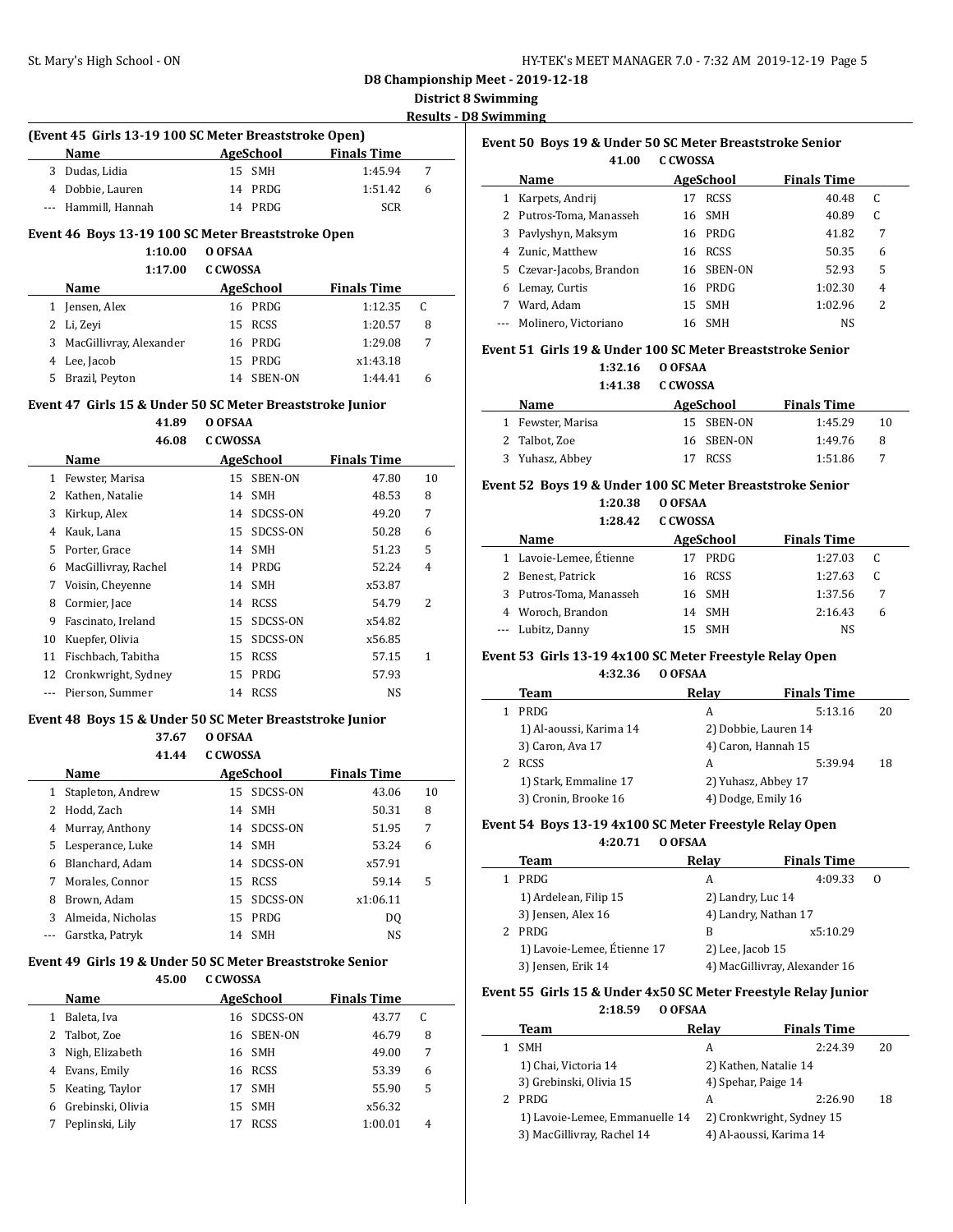## D8 Championship Meet - 2019-12-18

### District 8 Swimming

#### Results - D8 Swimming

### (Event 45 Girls 13-19 100 SC Meter Breaststroke Open)

| | Name | Age | School | Finals Time | |
|---|---|---|---|---|---|
| 3 | Dudas, Lidia | 15 | SMH | 1:45.94 | 7 |
| 4 | Dobbie, Lauren | 14 | PRDG | 1:51.42 | 6 |
| --- | Hammill, Hannah | 14 | PRDG | SCR | |

### Event 46 Boys 13-19 100 SC Meter Breaststroke Open

1:10.00 O OFSAA
1:17.00 C CWOSSA

| | Name | Age | School | Finals Time | |
|---|---|---|---|---|---|
| 1 | Jensen, Alex | 16 | PRDG | 1:12.35 | C |
| 2 | Li, Zeyi | 15 | RCSS | 1:20.57 | 8 |
| 3 | MacGillivray, Alexander | 16 | PRDG | 1:29.08 | 7 |
| 4 | Lee, Jacob | 15 | PRDG | x1:43.18 | |
| 5 | Brazil, Peyton | 14 | SBEN-ON | 1:44.41 | 6 |

### Event 47 Girls 15 & Under 50 SC Meter Breaststroke Junior

41.89 O OFSAA
46.08 C CWOSSA

| | Name | Age | School | Finals Time | |
|---|---|---|---|---|---|
| 1 | Fewster, Marisa | 15 | SBEN-ON | 47.80 | 10 |
| 2 | Kathen, Natalie | 14 | SMH | 48.53 | 8 |
| 3 | Kirkup, Alex | 14 | SDCSS-ON | 49.20 | 7 |
| 4 | Kauk, Lana | 15 | SDCSS-ON | 50.28 | 6 |
| 5 | Porter, Grace | 14 | SMH | 51.23 | 5 |
| 6 | MacGillivray, Rachel | 14 | PRDG | 52.24 | 4 |
| 7 | Voisin, Cheyenne | 14 | SMH | x53.87 | |
| 8 | Cormier, Jace | 14 | RCSS | 54.79 | 2 |
| 9 | Fascinato, Ireland | 15 | SDCSS-ON | x54.82 | |
| 10 | Kuepfer, Olivia | 15 | SDCSS-ON | x56.85 | |
| 11 | Fischbach, Tabitha | 15 | RCSS | 57.15 | 1 |
| 12 | Cronkwright, Sydney | 15 | PRDG | 57.93 | |
| --- | Pierson, Summer | 14 | RCSS | NS | |

### Event 48 Boys 15 & Under 50 SC Meter Breaststroke Junior

37.67 O OFSAA
41.44 C CWOSSA

| | Name | Age | School | Finals Time | |
|---|---|---|---|---|---|
| 1 | Stapleton, Andrew | 15 | SDCSS-ON | 43.06 | 10 |
| 2 | Hodd, Zach | 14 | SMH | 50.31 | 8 |
| 4 | Murray, Anthony | 14 | SDCSS-ON | 51.95 | 7 |
| 5 | Lesperance, Luke | 14 | SMH | 53.24 | 6 |
| 6 | Blanchard, Adam | 14 | SDCSS-ON | x57.91 | |
| 7 | Morales, Connor | 15 | RCSS | 59.14 | 5 |
| 8 | Brown, Adam | 15 | SDCSS-ON | x1:06.11 | |
| 3 | Almeida, Nicholas | 15 | PRDG | DQ | |
| --- | Garstka, Patryk | 14 | SMH | NS | |

### Event 49 Girls 19 & Under 50 SC Meter Breaststroke Senior

45.00 C CWOSSA

| | Name | Age | School | Finals Time | |
|---|---|---|---|---|---|
| 1 | Baleta, Iva | 16 | SDCSS-ON | 43.77 | C |
| 2 | Talbot, Zoe | 16 | SBEN-ON | 46.79 | 8 |
| 3 | Nigh, Elizabeth | 16 | SMH | 49.00 | 7 |
| 4 | Evans, Emily | 16 | RCSS | 53.39 | 6 |
| 5 | Keating, Taylor | 17 | SMH | 55.90 | 5 |
| 6 | Grebinski, Olivia | 15 | SMH | x56.32 | |
| 7 | Peplinski, Lily | 17 | RCSS | 1:00.01 | 4 |

### Event 50 Boys 19 & Under 50 SC Meter Breaststroke Senior

41.00 C CWOSSA

| | Name | Age | School | Finals Time | |
|---|---|---|---|---|---|
| 1 | Karpets, Andrij | 17 | RCSS | 40.48 | C |
| 2 | Putros-Toma, Manasseh | 16 | SMH | 40.89 | C |
| 3 | Pavlyshyn, Maksym | 16 | PRDG | 41.82 | 7 |
| 4 | Zunic, Matthew | 16 | RCSS | 50.35 | 6 |
| 5 | Czevar-Jacobs, Brandon | 16 | SBEN-ON | 52.93 | 5 |
| 6 | Lemay, Curtis | 16 | PRDG | 1:02.30 | 4 |
| 7 | Ward, Adam | 15 | SMH | 1:02.96 | 2 |
| --- | Molinero, Victoriano | 16 | SMH | NS | |

### Event 51 Girls 19 & Under 100 SC Meter Breaststroke Senior

1:32.16 O OFSAA
1:41.38 C CWOSSA

| | Name | Age | School | Finals Time | |
|---|---|---|---|---|---|
| 1 | Fewster, Marisa | 15 | SBEN-ON | 1:45.29 | 10 |
| 2 | Talbot, Zoe | 16 | SBEN-ON | 1:49.76 | 8 |
| 3 | Yuhasz, Abbey | 17 | RCSS | 1:51.86 | 7 |

### Event 52 Boys 19 & Under 100 SC Meter Breaststroke Senior

1:20.38 O OFSAA
1:28.42 C CWOSSA

| | Name | Age | School | Finals Time | |
|---|---|---|---|---|---|
| 1 | Lavoie-Lemee, Étienne | 17 | PRDG | 1:27.03 | C |
| 2 | Benest, Patrick | 16 | RCSS | 1:27.63 | C |
| 3 | Putros-Toma, Manasseh | 16 | SMH | 1:37.56 | 7 |
| 4 | Woroch, Brandon | 14 | SMH | 2:16.43 | 6 |
| --- | Lubitz, Danny | 15 | SMH | NS | |

### Event 53 Girls 13-19 4x100 SC Meter Freestyle Relay Open

4:32.36 O OFSAA

| | Team | Relay | Finals Time | |
|---|---|---|---|---|
| 1 | PRDG | A | 5:13.16 | 20 |
| | 1) Al-aoussi, Karima 14 | 2) Dobbie, Lauren 14 | | |
| | 3) Caron, Ava 17 | 4) Caron, Hannah 15 | | |
| 2 | RCSS | A | 5:39.94 | 18 |
| | 1) Stark, Emmaline 17 | 2) Yuhasz, Abbey 17 | | |
| | 3) Cronin, Brooke 16 | 4) Dodge, Emily 16 | | |

### Event 54 Boys 13-19 4x100 SC Meter Freestyle Relay Open

4:20.71 O OFSAA

| | Team | Relay | Finals Time | |
|---|---|---|---|---|
| 1 | PRDG | A | 4:09.33 | O |
| | 1) Ardelean, Filip 15 | 2) Landry, Luc 14 | | |
| | 3) Jensen, Alex 16 | 4) Landry, Nathan 17 | | |
| 2 | PRDG | B | x5:10.29 | |
| | 1) Lavoie-Lemee, Étienne 17 | 2) Lee, Jacob 15 | | |
| | 3) Jensen, Erik 14 | 4) MacGillivray, Alexander 16 | | |

### Event 55 Girls 15 & Under 4x50 SC Meter Freestyle Relay Junior

2:18.59 O OFSAA

| | Team | Relay | Finals Time | |
|---|---|---|---|---|
| 1 | SMH | A | 2:24.39 | 20 |
| | 1) Chai, Victoria 14 | 2) Kathen, Natalie 14 | | |
| | 3) Grebinski, Olivia 15 | 4) Spehar, Paige 14 | | |
| 2 | PRDG | A | 2:26.90 | 18 |
| | 1) Lavoie-Lemee, Emmanuelle 14 | 2) Cronkwright, Sydney 15 | | |
| | 3) MacGillivray, Rachel 14 | 4) Al-aoussi, Karima 14 | | |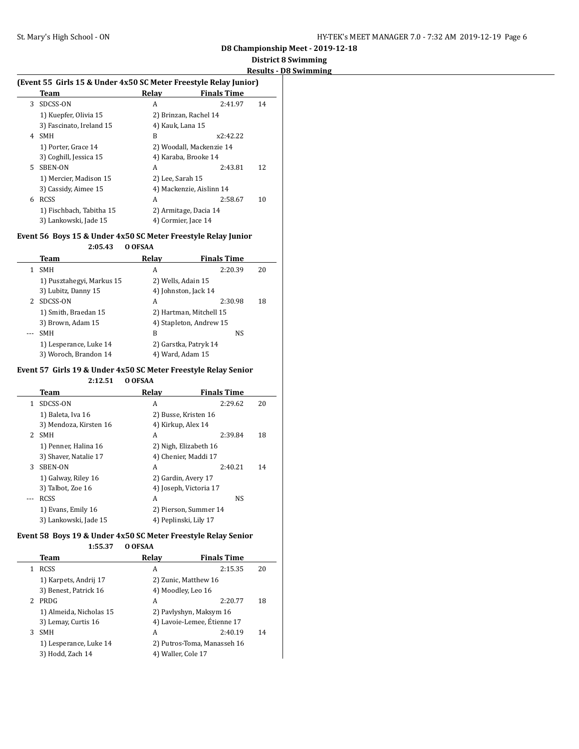## D8 Championship Meet - 2019-12-18

### District 8 Swimming

### Results - D8 Swimming

#### (Event 55 Girls 15 & Under 4x50 SC Meter Freestyle Relay Junior)

| | Team | Relay | Finals Time | |
|---|---|---|---|---|
| 3 | SDCSS-ON | A | 2:41.97 | 14 |
| | 1) Kuepfer, Olivia 15 | 2) Brinzan, Rachel 14 | | |
| | 3) Fascinato, Ireland 15 | 4) Kauk, Lana 15 | | |
| 4 | SMH | B | x2:42.22 | |
| | 1) Porter, Grace 14 | 2) Woodall, Mackenzie 14 | | |
| | 3) Coghill, Jessica 15 | 4) Karaba, Brooke 14 | | |
| 5 | SBEN-ON | A | 2:43.81 | 12 |
| | 1) Mercier, Madison 15 | 2) Lee, Sarah 15 | | |
| | 3) Cassidy, Aimee 15 | 4) Mackenzie, Aislinn 14 | | |
| 6 | RCSS | A | 2:58.67 | 10 |
| | 1) Fischbach, Tabitha 15 | 2) Armitage, Dacia 14 | | |
| | 3) Lankowski, Jade 15 | 4) Cormier, Jace 14 | | |

#### Event 56 Boys 15 & Under 4x50 SC Meter Freestyle Relay Junior

2:05.43 O OFSAA

| | Team | Relay | Finals Time | |
|---|---|---|---|---|
| 1 | SMH | A | 2:20.39 | 20 |
| | 1) Pusztahegyi, Markus 15 | 2) Wells, Adain 15 | | |
| | 3) Lubitz, Danny 15 | 4) Johnston, Jack 14 | | |
| 2 | SDCSS-ON | A | 2:30.98 | 18 |
| | 1) Smith, Braedan 15 | 2) Hartman, Mitchell 15 | | |
| | 3) Brown, Adam 15 | 4) Stapleton, Andrew 15 | | |
| --- | SMH | B | NS | |
| | 1) Lesperance, Luke 14 | 2) Garstka, Patryk 14 | | |
| | 3) Woroch, Brandon 14 | 4) Ward, Adam 15 | | |

#### Event 57 Girls 19 & Under 4x50 SC Meter Freestyle Relay Senior

2:12.51 O OFSAA

| | Team | Relay | Finals Time | |
|---|---|---|---|---|
| 1 | SDCSS-ON | A | 2:29.62 | 20 |
| | 1) Baleta, Iva 16 | 2) Busse, Kristen 16 | | |
| | 3) Mendoza, Kirsten 16 | 4) Kirkup, Alex 14 | | |
| 2 | SMH | A | 2:39.84 | 18 |
| | 1) Penner, Halina 16 | 2) Nigh, Elizabeth 16 | | |
| | 3) Shaver, Natalie 17 | 4) Chenier, Maddi 17 | | |
| 3 | SBEN-ON | A | 2:40.21 | 14 |
| | 1) Galway, Riley 16 | 2) Gardin, Avery 17 | | |
| | 3) Talbot, Zoe 16 | 4) Joseph, Victoria 17 | | |
| --- | RCSS | A | NS | |
| | 1) Evans, Emily 16 | 2) Pierson, Summer 14 | | |
| | 3) Lankowski, Jade 15 | 4) Peplinski, Lily 17 | | |

#### Event 58 Boys 19 & Under 4x50 SC Meter Freestyle Relay Senior

1:55.37 O OFSAA

| | Team | Relay | Finals Time | |
|---|---|---|---|---|
| 1 | RCSS | A | 2:15.35 | 20 |
| | 1) Karpets, Andrij 17 | 2) Zunic, Matthew 16 | | |
| | 3) Benest, Patrick 16 | 4) Moodley, Leo 16 | | |
| 2 | PRDG | A | 2:20.77 | 18 |
| | 1) Almeida, Nicholas 15 | 2) Pavlyshyn, Maksym 16 | | |
| | 3) Lemay, Curtis 16 | 4) Lavoie-Lemee, Étienne 17 | | |
| 3 | SMH | A | 2:40.19 | 14 |
| | 1) Lesperance, Luke 14 | 2) Putros-Toma, Manasseh 16 | | |
| | 3) Hodd, Zach 14 | 4) Waller, Cole 17 | | |